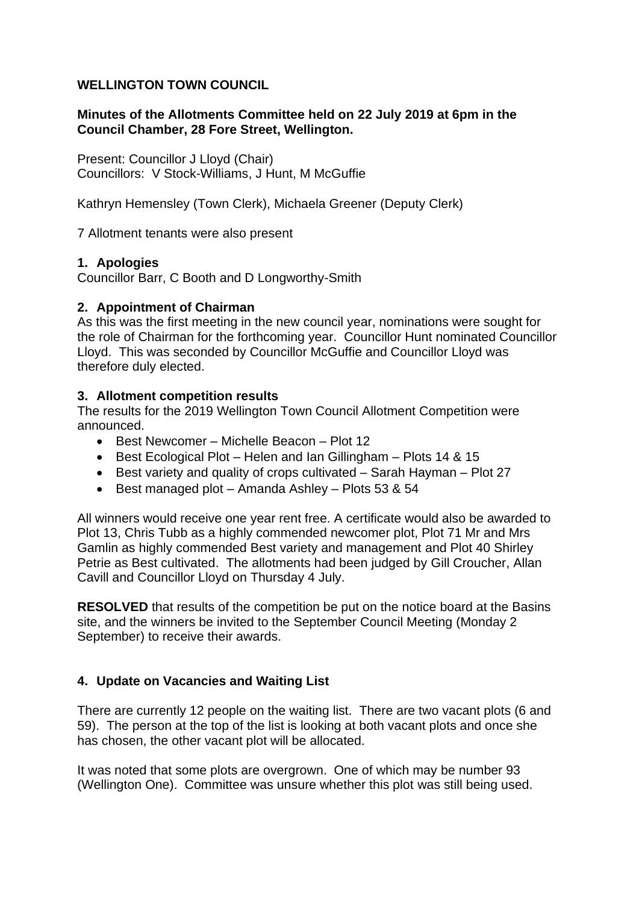**WELLINGTON TOWN COUNCIL**

**Minutes of the Allotments Committee held on 22 July 2019 at 6pm in the Council Chamber, 28 Fore Street, Wellington.**

Present: Councillor J Lloyd (Chair)
Councillors: V Stock-Williams, J Hunt, M McGuffie

Kathryn Hemensley (Town Clerk), Michaela Greener (Deputy Clerk)

7 Allotment tenants were also present

## 1. Apologies

Councillor Barr, C Booth and D Longworthy-Smith

## 2. Appointment of Chairman

As this was the first meeting in the new council year, nominations were sought for the role of Chairman for the forthcoming year. Councillor Hunt nominated Councillor Lloyd. This was seconded by Councillor McGuffie and Councillor Lloyd was therefore duly elected.

## 3. Allotment competition results

The results for the 2019 Wellington Town Council Allotment Competition were announced.

- Best Newcomer – Michelle Beacon – Plot 12
- Best Ecological Plot – Helen and Ian Gillingham – Plots 14 & 15
- Best variety and quality of crops cultivated – Sarah Hayman – Plot 27
- Best managed plot – Amanda Ashley – Plots 53 & 54

All winners would receive one year rent free. A certificate would also be awarded to Plot 13, Chris Tubb as a highly commended newcomer plot, Plot 71 Mr and Mrs Gamlin as highly commended Best variety and management and Plot 40 Shirley Petrie as Best cultivated. The allotments had been judged by Gill Croucher, Allan Cavill and Councillor Lloyd on Thursday 4 July.

**RESOLVED** that results of the competition be put on the notice board at the Basins site, and the winners be invited to the September Council Meeting (Monday 2 September) to receive their awards.

## 4. Update on Vacancies and Waiting List

There are currently 12 people on the waiting list. There are two vacant plots (6 and 59). The person at the top of the list is looking at both vacant plots and once she has chosen, the other vacant plot will be allocated.

It was noted that some plots are overgrown. One of which may be number 93 (Wellington One). Committee was unsure whether this plot was still being used.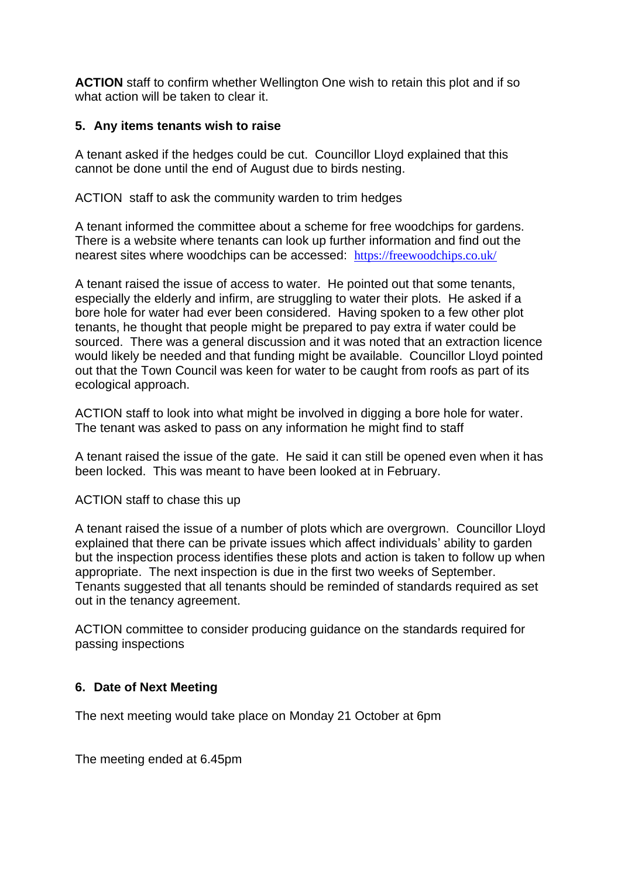**ACTION** staff to confirm whether Wellington One wish to retain this plot and if so what action will be taken to clear it.

## 5. Any items tenants wish to raise

A tenant asked if the hedges could be cut. Councillor Lloyd explained that this cannot be done until the end of August due to birds nesting.

ACTION staff to ask the community warden to trim hedges

A tenant informed the committee about a scheme for free woodchips for gardens. There is a website where tenants can look up further information and find out the nearest sites where woodchips can be accessed: https://freewoodchips.co.uk/

A tenant raised the issue of access to water. He pointed out that some tenants, especially the elderly and infirm, are struggling to water their plots. He asked if a bore hole for water had ever been considered. Having spoken to a few other plot tenants, he thought that people might be prepared to pay extra if water could be sourced. There was a general discussion and it was noted that an extraction licence would likely be needed and that funding might be available. Councillor Lloyd pointed out that the Town Council was keen for water to be caught from roofs as part of its ecological approach.

ACTION staff to look into what might be involved in digging a bore hole for water. The tenant was asked to pass on any information he might find to staff

A tenant raised the issue of the gate. He said it can still be opened even when it has been locked. This was meant to have been looked at in February.

ACTION staff to chase this up

A tenant raised the issue of a number of plots which are overgrown. Councillor Lloyd explained that there can be private issues which affect individuals' ability to garden but the inspection process identifies these plots and action is taken to follow up when appropriate. The next inspection is due in the first two weeks of September. Tenants suggested that all tenants should be reminded of standards required as set out in the tenancy agreement.

ACTION committee to consider producing guidance on the standards required for passing inspections

## 6. Date of Next Meeting

The next meeting would take place on Monday 21 October at 6pm

The meeting ended at 6.45pm